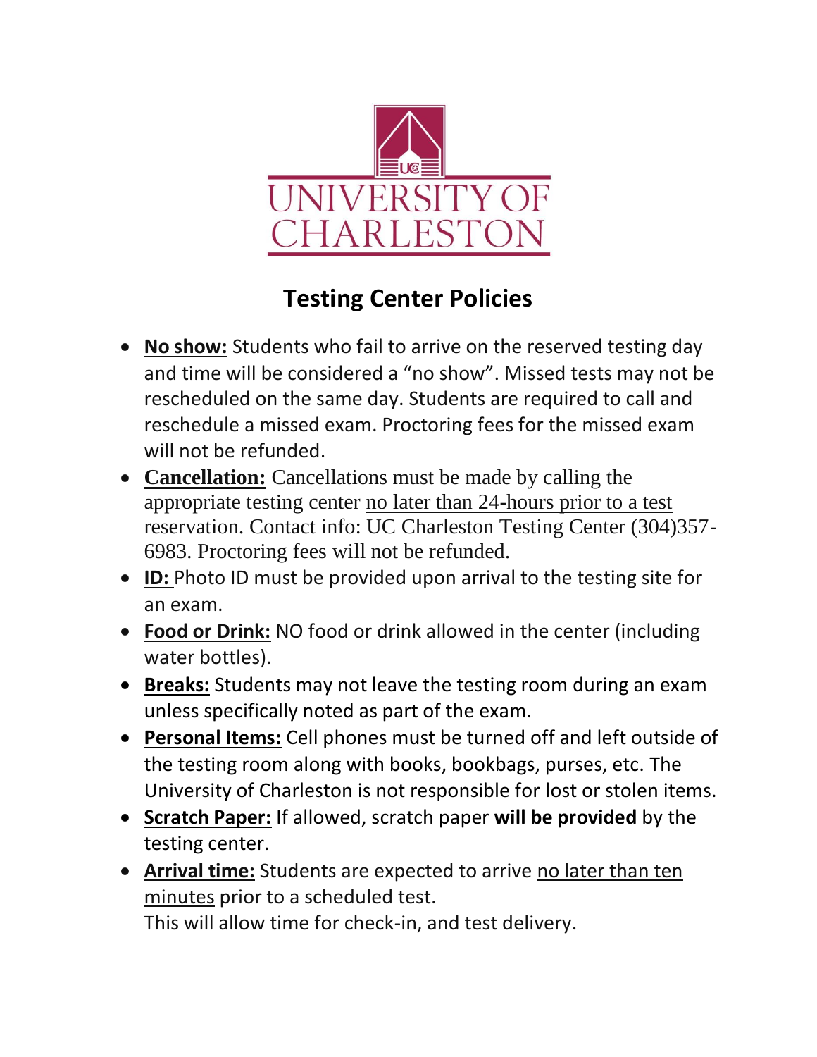UNIVERSITY OF CHARLESTON

# Testing Center Policies

- **No show:** Students who fail to arrive on the reserved testing day and time will be considered a "no show". Missed tests may not be rescheduled on the same day. Students are required to call and reschedule a missed exam. Proctoring fees for the missed exam will not be refunded.
- **Cancellation:** Cancellations must be made by calling the appropriate testing center no later than 24-hours prior to a test reservation. Contact info: UC Charleston Testing Center (304)357-6983. Proctoring fees will not be refunded.
- **ID:** Photo ID must be provided upon arrival to the testing site for an exam.
- **Food or Drink:** NO food or drink allowed in the center (including water bottles).
- **Breaks:** Students may not leave the testing room during an exam unless specifically noted as part of the exam.
- **Personal Items:** Cell phones must be turned off and left outside of the testing room along with books, bookbags, purses, etc. The University of Charleston is not responsible for lost or stolen items.
- **Scratch Paper:** If allowed, scratch paper **will be provided** by the testing center.
- **Arrival time:** Students are expected to arrive no later than ten minutes prior to a scheduled test.
  This will allow time for check-in, and test delivery.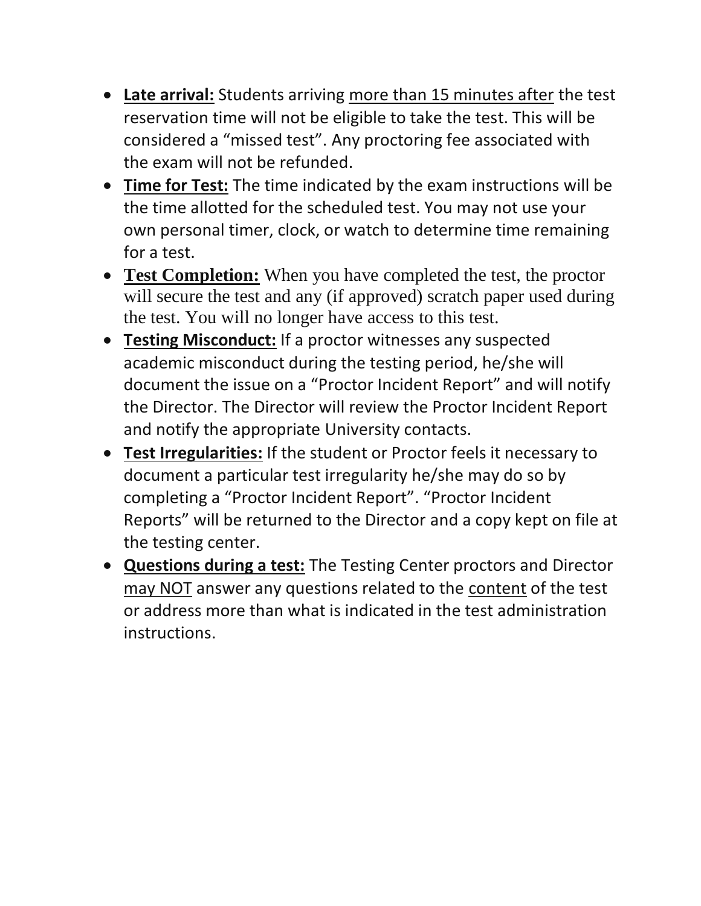- **Late arrival:** Students arriving more than 15 minutes after the test reservation time will not be eligible to take the test. This will be considered a “missed test”. Any proctoring fee associated with the exam will not be refunded.
- **Time for Test:** The time indicated by the exam instructions will be the time allotted for the scheduled test. You may not use your own personal timer, clock, or watch to determine time remaining for a test.
- **Test Completion:** When you have completed the test, the proctor will secure the test and any (if approved) scratch paper used during the test. You will no longer have access to this test.
- **Testing Misconduct:** If a proctor witnesses any suspected academic misconduct during the testing period, he/she will document the issue on a “Proctor Incident Report” and will notify the Director. The Director will review the Proctor Incident Report and notify the appropriate University contacts.
- **Test Irregularities:** If the student or Proctor feels it necessary to document a particular test irregularity he/she may do so by completing a “Proctor Incident Report”. “Proctor Incident Reports” will be returned to the Director and a copy kept on file at the testing center.
- **Questions during a test:** The Testing Center proctors and Director may NOT answer any questions related to the content of the test or address more than what is indicated in the test administration instructions.